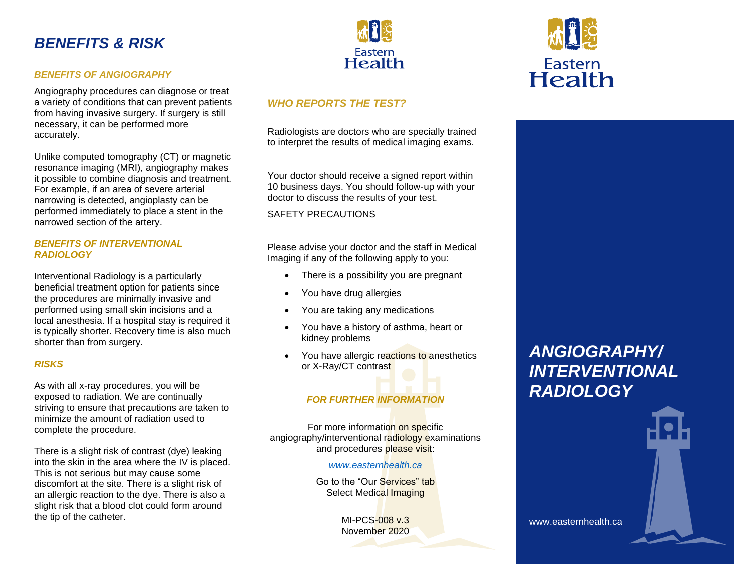# BENEFITS & RISK

### BENEFITS OF ANGIOGRAPHY

Angiography procedures can diagnose or treat a variety of conditions that can prevent patients from having invasive surgery. If surgery is still necessary, it can be performed more accurately.

Unlike computed tomography (CT) or magnetic resonance imaging (MRI), angiography makes it possible to combine diagnosis and treatment. For example, if an area of severe arterial narrowing is detected, angioplasty can be performed immediately to place a stent in the narrowed section of the artery.

### BENEFITS OF INTERVENTIONAL RADIOLOGY

Interventional Radiology is a particularly beneficial treatment option for patients since the procedures are minimally invasive and performed using small skin incisions and a local anesthesia. If a hospital stay is required it is typically shorter. Recovery time is also much shorter than from surgery.

### RISKS

As with all x-ray procedures, you will be exposed to radiation. We are continually striving to ensure that precautions are taken to minimize the amount of radiation used to complete the procedure.

There is a slight risk of contrast (dye) leaking into the skin in the area where the IV is placed. This is not serious but may cause some discomfort at the site. There is a slight risk of an allergic reaction to the dye. There is also a slight risk that a blood clot could form around the tip of the catheter.

Eastern Health

### WHO REPORTS THE TEST?

Radiologists are doctors who are specially trained to interpret the results of medical imaging exams.

Your doctor should receive a signed report within 10 business days. You should follow-up with your doctor to discuss the results of your test.

SAFETY PRECAUTIONS

Please advise your doctor and the staff in Medical Imaging if any of the following apply to you:

- There is a possibility you are pregnant
- You have drug allergies
- You are taking any medications
- You have a history of asthma, heart or kidney problems
- You have allergic reactions to anesthetics or X-Ray/CT contrast

### FOR FURTHER INFORMATION

For more information on specific angiography/interventional radiology examinations and procedures please visit:

*www.easternhealth.ca*

Go to the "Our Services" tab
Select Medical Imaging

MI-PCS-008 v.3
November 2020

Eastern Health

# ANGIOGRAPHY/ INTERVENTIONAL RADIOLOGY

www.easternhealth.ca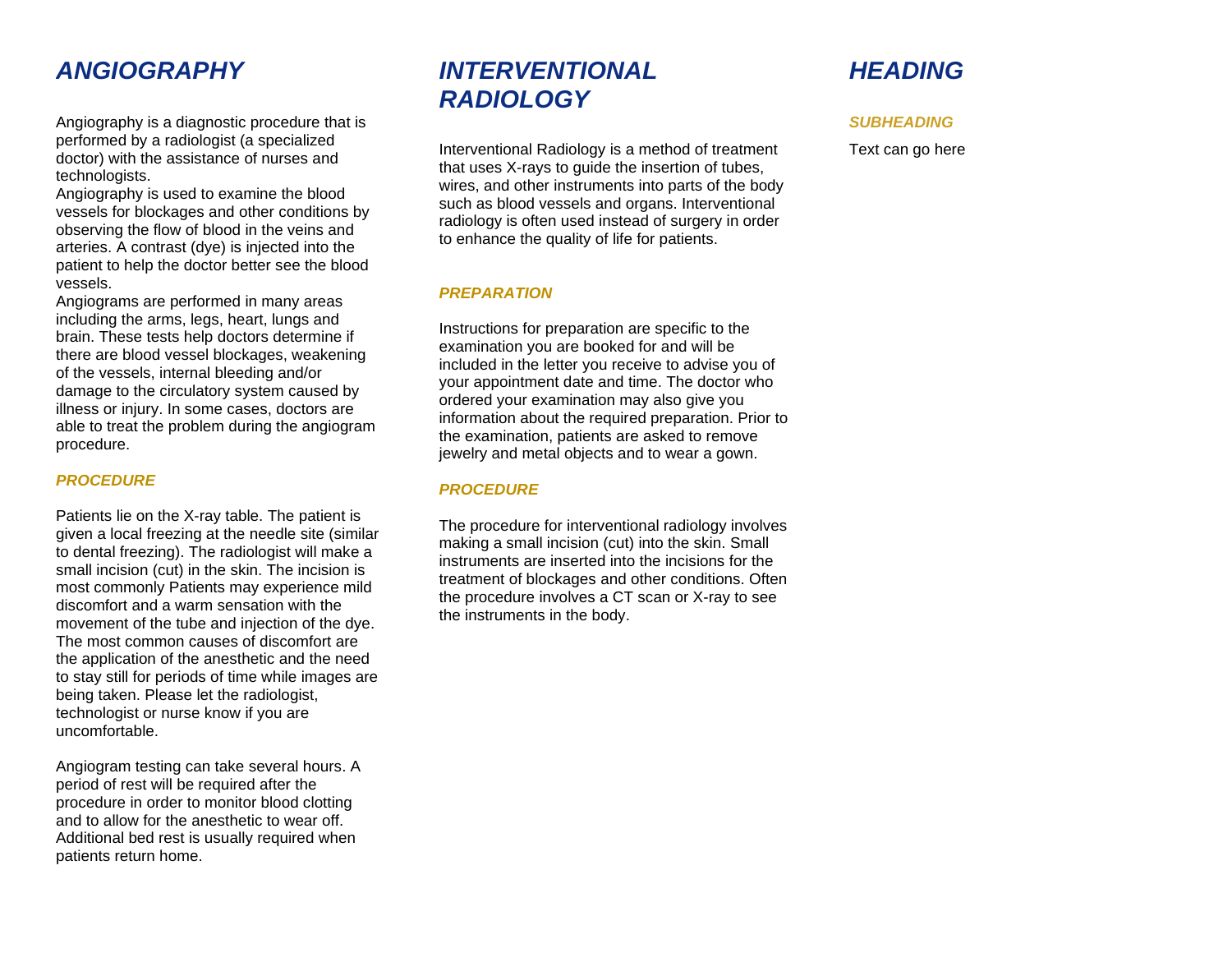## *ANGIOGRAPHY*

Angiography is a diagnostic procedure that is performed by a radiologist (a specialized doctor) with the assistance of nurses and technologists.

Angiography is used to examine the blood vessels for blockages and other conditions by observing the flow of blood in the veins and arteries. A contrast (dye) is injected into the patient to help the doctor better see the blood vessels.

Angiograms are performed in many areas including the arms, legs, heart, lungs and brain. These tests help doctors determine if there are blood vessel blockages, weakening of the vessels, internal bleeding and/or damage to the circulatory system caused by illness or injury. In some cases, doctors are able to treat the problem during the angiogram procedure.

### *PROCEDURE*

Patients lie on the X-ray table. The patient is given a local freezing at the needle site (similar to dental freezing). The radiologist will make a small incision (cut) in the skin. The incision is most commonly Patients may experience mild discomfort and a warm sensation with the movement of the tube and injection of the dye. The most common causes of discomfort are the application of the anesthetic and the need to stay still for periods of time while images are being taken. Please let the radiologist, technologist or nurse know if you are uncomfortable.

Angiogram testing can take several hours. A period of rest will be required after the procedure in order to monitor blood clotting and to allow for the anesthetic to wear off. Additional bed rest is usually required when patients return home.

## *INTERVENTIONAL RADIOLOGY*

Interventional Radiology is a method of treatment that uses X-rays to guide the insertion of tubes, wires, and other instruments into parts of the body such as blood vessels and organs. Interventional radiology is often used instead of surgery in order to enhance the quality of life for patients.

### *PREPARATION*

Instructions for preparation are specific to the examination you are booked for and will be included in the letter you receive to advise you of your appointment date and time. The doctor who ordered your examination may also give you information about the required preparation. Prior to the examination, patients are asked to remove jewelry and metal objects and to wear a gown.

### *PROCEDURE*

The procedure for interventional radiology involves making a small incision (cut) into the skin. Small instruments are inserted into the incisions for the treatment of blockages and other conditions. Often the procedure involves a CT scan or X-ray to see the instruments in the body.

## *HEADING*

### *SUBHEADING*

Text can go here